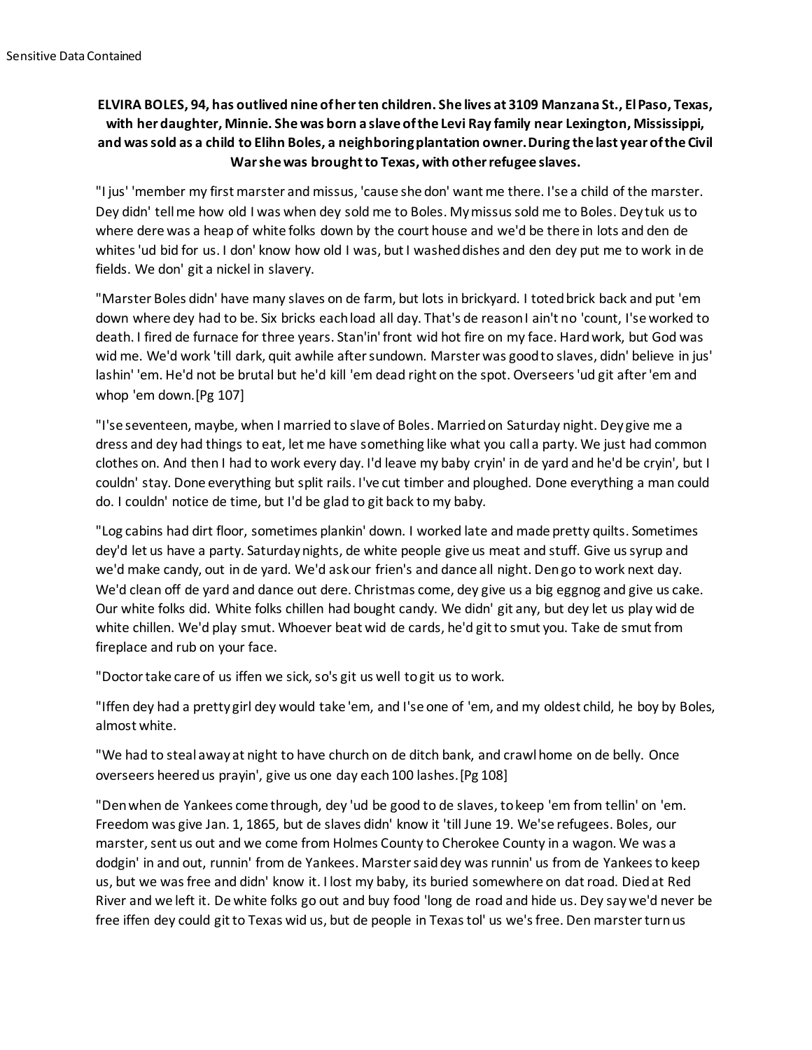**ELVIRA BOLES, 94, has outlived nine of her ten children. She lives at 3109 Manzana St., El Paso, Texas, with her daughter, Minnie. She was born a slave of the Levi Ray family near Lexington, Mississippi, and was sold as a child to Elihn Boles, a neighboring plantation owner. During the last year of the Civil War she was brought to Texas, with other refugee slaves.**

"I jus' 'member my first marster and missus, 'cause she don' want me there. I'se a child of the marster. Dey didn' tell me how old I was when dey sold me to Boles. My missus sold me to Boles. Dey tuk us to where dere was a heap of white folks down by the court house and we'd be there in lots and den de whites 'ud bid for us. I don' know how old I was, but I washed dishes and den dey put me to work in de fields. We don' git a nickel in slavery.

"Marster Boles didn' have many slaves on de farm, but lots in brickyard. I toted brick back and put 'em down where dey had to be. Six bricks each load all day. That's de reason I ain't no 'count, I'se worked to death. I fired de furnace for three years. Stan'in' front wid hot fire on my face. Hard work, but God was wid me. We'd work 'till dark, quit awhile after sundown. Marster was good to slaves, didn' believe in jus' lashin' 'em. He'd not be brutal but he'd kill 'em dead right on the spot. Overseers 'ud git after 'em and whop 'em down.[Pg 107]

"I'se seventeen, maybe, when I married to slave of Boles. Married on Saturday night. Dey give me a dress and dey had things to eat, let me have something like what you call a party. We just had common clothes on. And then I had to work every day. I'd leave my baby cryin' in de yard and he'd be cryin', but I couldn' stay. Done everything but split rails. I've cut timber and ploughed. Done everything a man could do. I couldn' notice de time, but I'd be glad to git back to my baby.

"Log cabins had dirt floor, sometimes plankin' down. I worked late and made pretty quilts. Sometimes dey'd let us have a party. Saturday nights, de white people give us meat and stuff. Give us syrup and we'd make candy, out in de yard. We'd ask our frien's and dance all night. Den go to work next day. We'd clean off de yard and dance out dere. Christmas come, dey give us a big eggnog and give us cake. Our white folks did. White folks chillen had bought candy. We didn' git any, but dey let us play wid de white chillen. We'd play smut. Whoever beat wid de cards, he'd git to smut you. Take de smut from fireplace and rub on your face.

"Doctor take care of us iffen we sick, so's git us well to git us to work.

"Iffen dey had a pretty girl dey would take 'em, and I'se one of 'em, and my oldest child, he boy by Boles, almost white.

"We had to steal away at night to have church on de ditch bank, and crawl home on de belly. Once overseers heered us prayin', give us one day each 100 lashes.[Pg 108]

"Den when de Yankees come through, dey 'ud be good to de slaves, to keep 'em from tellin' on 'em. Freedom was give Jan. 1, 1865, but de slaves didn' know it 'till June 19. We'se refugees. Boles, our marster, sent us out and we come from Holmes County to Cherokee County in a wagon. We was a dodgin' in and out, runnin' from de Yankees. Marster said dey was runnin' us from de Yankees to keep us, but we was free and didn' know it. I lost my baby, its buried somewhere on dat road. Died at Red River and we left it. De white folks go out and buy food 'long de road and hide us. Dey say we'd never be free iffen dey could git to Texas wid us, but de people in Texas tol' us we's free. Den marster turn us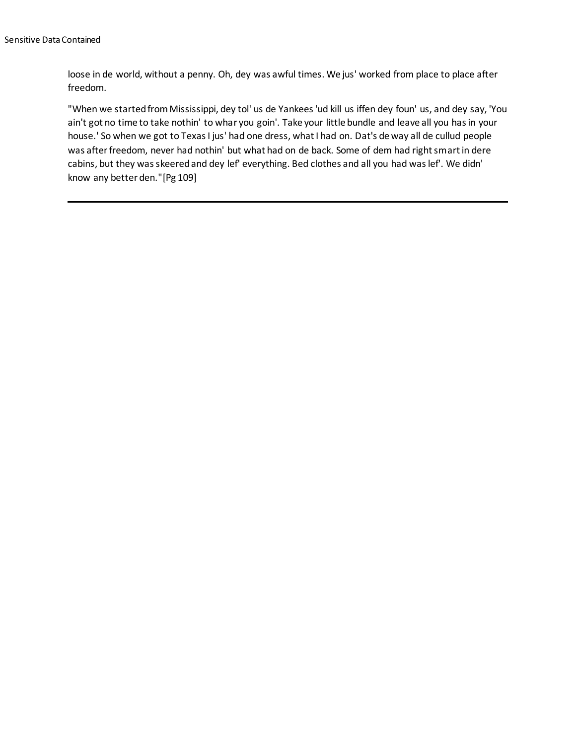loose in de world, without a penny. Oh, dey was awful times. We jus' worked from place to place after freedom.

"When we started from Mississippi, dey tol' us de Yankees 'ud kill us iffen dey foun' us, and dey say, 'You ain't got no time to take nothin' to whar you goin'. Take your little bundle and leave all you has in your house.' So when we got to Texas I jus' had one dress, what I had on. Dat's de way all de cullud people was after freedom, never had nothin' but what had on de back. Some of dem had right smart in dere cabins, but they was skeered and dey lef' everything. Bed clothes and all you had was lef'. We didn' know any better den."[Pg 109]

---